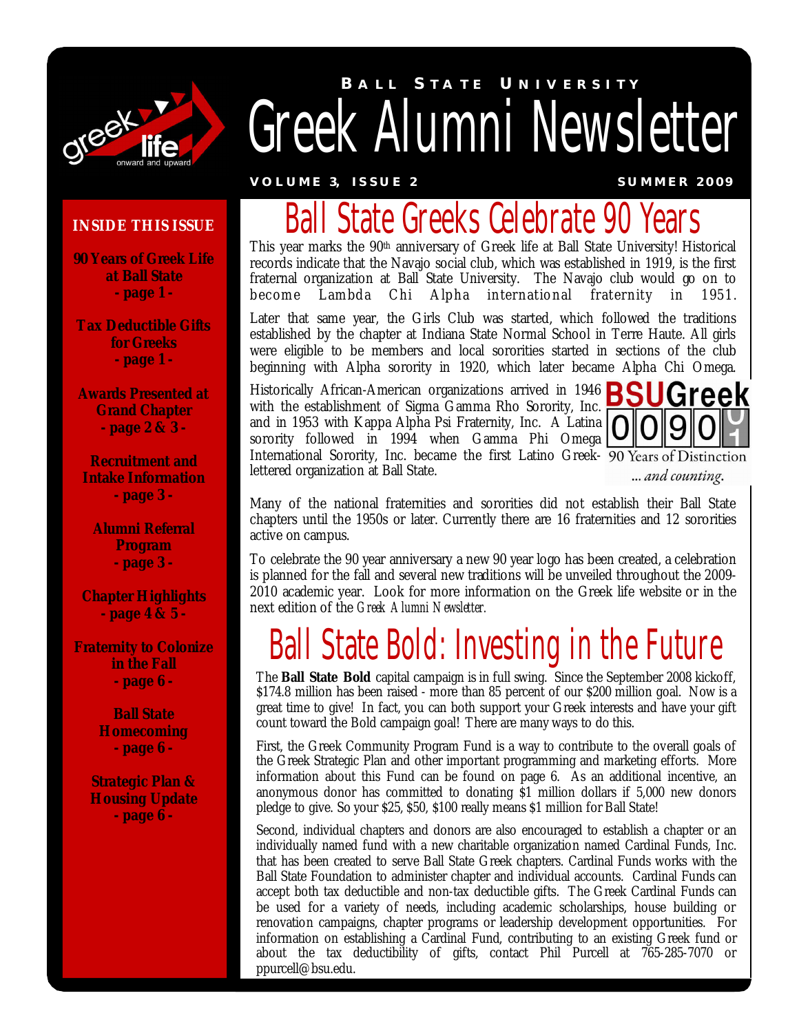**BALL STATE UNIVERSITY**

# Greek Alumni Newsletter

VOLUME 3, ISSUE 2 — SUMMER 2009

**INSIDE THIS ISSUE**

- **90 Years of Greek Life at Ball State - page 1 -**
- **Tax Deductible Gifts for Greeks - page 1 -**
- **Awards Presented at Grand Chapter - page 2 & 3 -**
- **Recruitment and Intake Information - page 3 -**
- **Alumni Referral Program - page 3 -**
- **Chapter Highlights - page 4 & 5 -**
- **Fraternity to Colonize in the Fall - page 6 -**
- **Ball State Homecoming - page 6 -**
- **Strategic Plan & Housing Update - page 6 -**

## Ball State Greeks Celebrate 90 Years

This year marks the 90th anniversary of Greek life at Ball State University! Historical records indicate that the Navajo social club, which was established in 1919, is the first fraternal organization at Ball State University. The Navajo club would go on to become Lambda Chi Alpha international fraternity in 1951.

Later that same year, the Girls Club was started, which followed the traditions established by the chapter at Indiana State Normal School in Terre Haute. All girls were eligible to be members and local sororities started in sections of the club beginning with Alpha sorority in 1920, which later became Alpha Chi Omega.

Historically African-American organizations arrived in 1946 with the establishment of Sigma Gamma Rho Sorority, Inc. and in 1953 with Kappa Alpha Psi Fraternity, Inc. A Latina sorority followed in 1994 when Gamma Phi Omega International Sorority, Inc. became the first Latino Greek-lettered organization at Ball State.

BSUGreek 0090 — 90 Years of Distinction ... *and counting.*

Many of the national fraternities and sororities did not establish their Ball State chapters until the 1950s or later. Currently there are 16 fraternities and 12 sororities active on campus.

To celebrate the 90 year anniversary a new 90 year logo has been created, a celebration is planned for the fall and several new traditions will be unveiled throughout the 2009-2010 academic year. Look for more information on the Greek life website or in the next edition of the *Greek Alumni Newsletter.*

## Ball State Bold: Investing in the Future

The **Ball State Bold** capital campaign is in full swing. Since the September 2008 kickoff, $174.8 million has been raised - more than 85 percent of our $200 million goal. Now is a great time to give! In fact, you can both support your Greek interests and have your gift count toward the Bold campaign goal! There are many ways to do this.

First, the Greek Community Program Fund is a way to contribute to the overall goals of the Greek Strategic Plan and other important programming and marketing efforts. More information about this Fund can be found on page 6. As an additional incentive, an anonymous donor has committed to donating $1 million dollars if 5,000 new donors pledge to give. So your $25, $50, $100 really means $1 million for Ball State!

Second, individual chapters and donors are also encouraged to establish a chapter or an individually named fund with a new charitable organization named Cardinal Funds, Inc. that has been created to serve Ball State Greek chapters. Cardinal Funds works with the Ball State Foundation to administer chapter and individual accounts. Cardinal Funds can accept both tax deductible and non-tax deductible gifts. The Greek Cardinal Funds can be used for a variety of needs, including academic scholarships, house building or renovation campaigns, chapter programs or leadership development opportunities. For information on establishing a Cardinal Fund, contributing to an existing Greek fund or about the tax deductibility of gifts, contact Phil Purcell at 765-285-7070 or ppurcell@bsu.edu.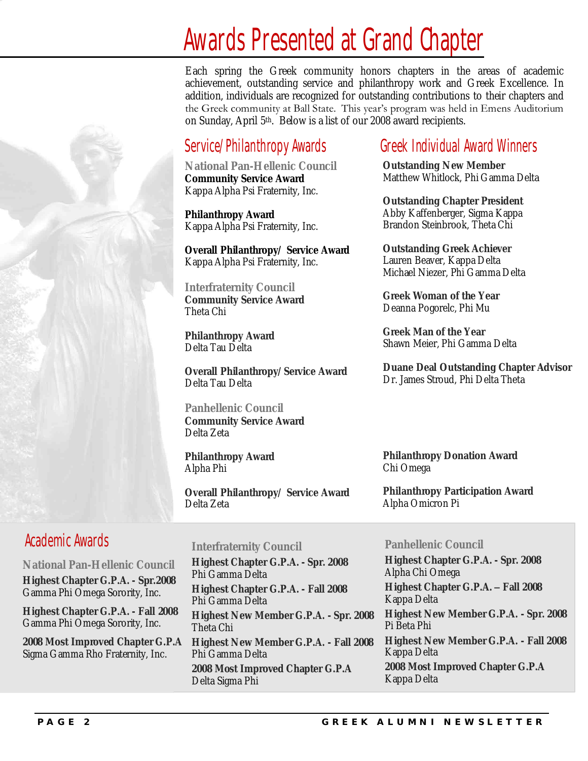# Awards Presented at Grand Chapter

Each spring the Greek community honors chapters in the areas of academic achievement, outstanding service and philanthropy work and Greek Excellence. In addition, individuals are recognized for outstanding contributions to their chapters and the Greek community at Ball State. This year's program was held in Emens Auditorium on Sunday, April 5th. Below is a list of our 2008 award recipients.

## Service/Philanthropy Awards

### National Pan-Hellenic Council

**Community Service Award**
Kappa Alpha Psi Fraternity, Inc.

**Philanthropy Award**
Kappa Alpha Psi Fraternity, Inc.

**Overall Philanthropy/ Service Award**
Kappa Alpha Psi Fraternity, Inc.

### Interfraternity Council

**Community Service Award**
Theta Chi

**Philanthropy Award**
Delta Tau Delta

**Overall Philanthropy/Service Award**
Delta Tau Delta

### Panhellenic Council

**Community Service Award**
Delta Zeta

**Philanthropy Award**
Alpha Phi

**Overall Philanthropy/ Service Award**
Delta Zeta

**Philanthropy Donation Award**
Chi Omega

**Philanthropy Participation Award**
Alpha Omicron Pi

## Greek Individual Award Winners

**Outstanding New Member**
Matthew Whitlock, Phi Gamma Delta

**Outstanding Chapter President**
Abby Kaffenberger, Sigma Kappa
Brandon Steinbrook, Theta Chi

**Outstanding Greek Achiever**
Lauren Beaver, Kappa Delta
Michael Niezer, Phi Gamma Delta

**Greek Woman of the Year**
Deanna Pogorelc, Phi Mu

**Greek Man of the Year**
Shawn Meier, Phi Gamma Delta

**Duane Deal Outstanding Chapter Advisor**
Dr. James Stroud, Phi Delta Theta

## Academic Awards

### National Pan-Hellenic Council

**Highest Chapter G.P.A. - Spr.2008**
Gamma Phi Omega Sorority, Inc.

**Highest Chapter G.P.A. - Fall 2008**
Gamma Phi Omega Sorority, Inc.

**2008 Most Improved Chapter G.P.A**
Sigma Gamma Rho Fraternity, Inc.

### Interfraternity Council

**Highest Chapter G.P.A. - Spr. 2008**
Phi Gamma Delta

**Highest Chapter G.P.A. - Fall 2008**
Phi Gamma Delta

**Highest New Member G.P.A. - Spr. 2008**
Theta Chi

**Highest New Member G.P.A. - Fall 2008**
Phi Gamma Delta

**2008 Most Improved Chapter G.P.A**
Delta Sigma Phi

### Panhellenic Council

**Highest Chapter G.P.A. - Spr. 2008**
Alpha Chi Omega

**Highest Chapter G.P.A. – Fall 2008**
Kappa Delta

**Highest New Member G.P.A. - Spr. 2008**
Pi Beta Phi

**Highest New Member G.P.A. - Fall 2008**
Kappa Delta

**2008 Most Improved Chapter G.P.A**
Kappa Delta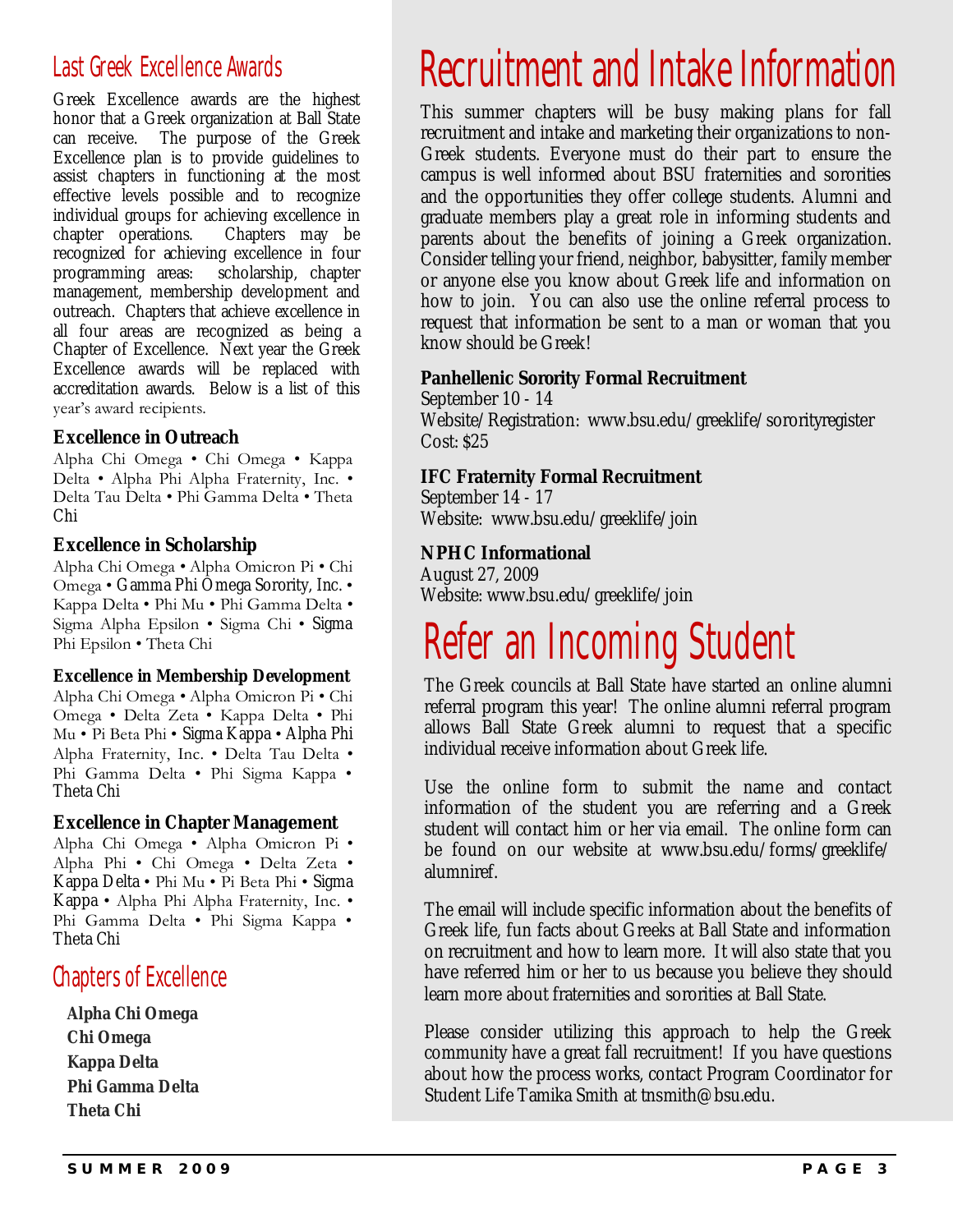## Last Greek Excellence Awards

Greek Excellence awards are the highest honor that a Greek organization at Ball State can receive. The purpose of the Greek Excellence plan is to provide guidelines to assist chapters in functioning at the most effective levels possible and to recognize individual groups for achieving excellence in chapter operations. Chapters may be recognized for achieving excellence in four programming areas: scholarship, chapter management, membership development and outreach. Chapters that achieve excellence in all four areas are recognized as being a Chapter of Excellence. Next year the Greek Excellence awards will be replaced with accreditation awards. Below is a list of this year's award recipients.

**Excellence in Outreach**

Alpha Chi Omega • Chi Omega • Kappa Delta • Alpha Phi Alpha Fraternity, Inc. • Delta Tau Delta • Phi Gamma Delta • Theta Chi

**Excellence in Scholarship**

Alpha Chi Omega • Alpha Omicron Pi • Chi Omega • Gamma Phi Omega Sorority, Inc. • Kappa Delta • Phi Mu • Phi Gamma Delta • Sigma Alpha Epsilon • Sigma Chi • Sigma Phi Epsilon • Theta Chi

**Excellence in Membership Development**

Alpha Chi Omega • Alpha Omicron Pi • Chi Omega • Delta Zeta • Kappa Delta • Phi Mu • Pi Beta Phi • Sigma Kappa • Alpha Phi Alpha Fraternity, Inc. • Delta Tau Delta • Phi Gamma Delta • Phi Sigma Kappa • Theta Chi

**Excellence in Chapter Management**

Alpha Chi Omega • Alpha Omicron Pi • Alpha Phi • Chi Omega • Delta Zeta • Kappa Delta • Phi Mu • Pi Beta Phi • Sigma Kappa • Alpha Phi Alpha Fraternity, Inc. • Phi Gamma Delta • Phi Sigma Kappa • Theta Chi

## Chapters of Excellence

**Alpha Chi Omega**
**Chi Omega**
**Kappa Delta**
**Phi Gamma Delta**
**Theta Chi**

# Recruitment and Intake Information

This summer chapters will be busy making plans for fall recruitment and intake and marketing their organizations to non-Greek students. Everyone must do their part to ensure the campus is well informed about BSU fraternities and sororities and the opportunities they offer college students. Alumni and graduate members play a great role in informing students and parents about the benefits of joining a Greek organization. Consider telling your friend, neighbor, babysitter, family member or anyone else you know about Greek life and information on how to join. You can also use the online referral process to request that information be sent to a man or woman that you know should be Greek!

**Panhellenic Sorority Formal Recruitment**
September 10 - 14
Website/Registration: www.bsu.edu/greeklife/sororityregister
Cost: $25

**IFC Fraternity Formal Recruitment**
September 14 - 17
Website: www.bsu.edu/greeklife/join

**NPHC Informational**
August 27, 2009
Website: www.bsu.edu/greeklife/join

# Refer an Incoming Student

The Greek councils at Ball State have started an online alumni referral program this year! The online alumni referral program allows Ball State Greek alumni to request that a specific individual receive information about Greek life.

Use the online form to submit the name and contact information of the student you are referring and a Greek student will contact him or her via email. The online form can be found on our website at www.bsu.edu/forms/greeklife/alumniref.

The email will include specific information about the benefits of Greek life, fun facts about Greeks at Ball State and information on recruitment and how to learn more. It will also state that you have referred him or her to us because you believe they should learn more about fraternities and sororities at Ball State.

Please consider utilizing this approach to help the Greek community have a great fall recruitment! If you have questions about how the process works, contact Program Coordinator for Student Life Tamika Smith at tnsmith@bsu.edu.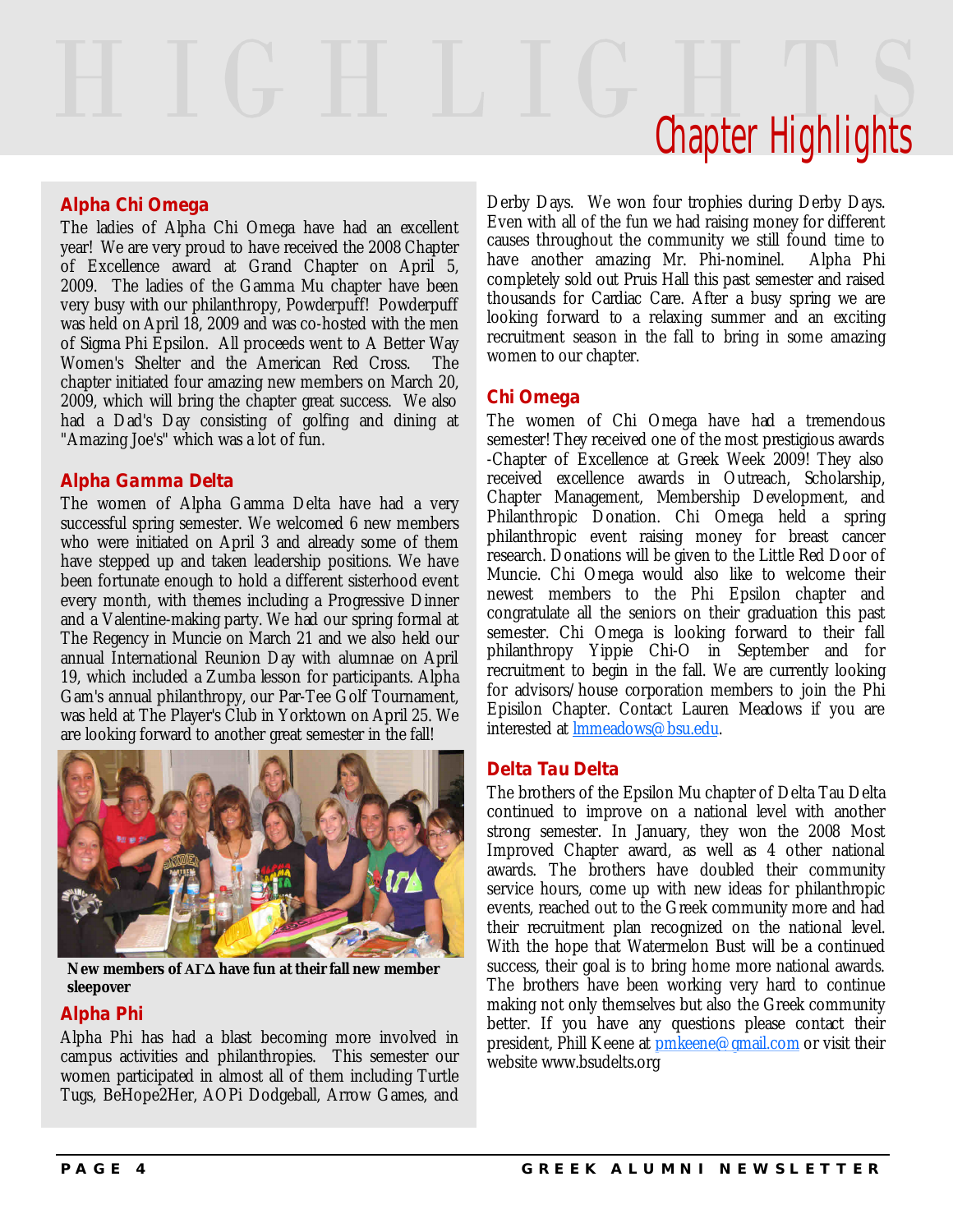# Chapter Highlights

## Alpha Chi Omega

The ladies of Alpha Chi Omega have had an excellent year! We are very proud to have received the 2008 Chapter of Excellence award at Grand Chapter on April 5, 2009. The ladies of the Gamma Mu chapter have been very busy with our philanthropy, Powderpuff! Powderpuff was held on April 18, 2009 and was co-hosted with the men of Sigma Phi Epsilon. All proceeds went to A Better Way Women's Shelter and the American Red Cross. The chapter initiated four amazing new members on March 20, 2009, which will bring the chapter great success. We also had a Dad's Day consisting of golfing and dining at "Amazing Joe's" which was a lot of fun.

## Alpha Gamma Delta

The women of Alpha Gamma Delta have had a very successful spring semester. We welcomed 6 new members who were initiated on April 3 and already some of them have stepped up and taken leadership positions. We have been fortunate enough to hold a different sisterhood event every month, with themes including a Progressive Dinner and a Valentine-making party. We had our spring formal at The Regency in Muncie on March 21 and we also held our annual International Reunion Day with alumnae on April 19, which included a Zumba lesson for participants. Alpha Gam's annual philanthropy, our Par-Tee Golf Tournament, was held at The Player's Club in Yorktown on April 25. We are looking forward to another great semester in the fall!

**New members of ΑΓΔ have fun at their fall new member sleepover**

## Alpha Phi

Alpha Phi has had a blast becoming more involved in campus activities and philanthropies. This semester our women participated in almost all of them including Turtle Tugs, BeHope2Her, AOPi Dodgeball, Arrow Games, and Derby Days. We won four trophies during Derby Days. Even with all of the fun we had raising money for different causes throughout the community we still found time to have another amazing Mr. Phi-nominel. Alpha Phi completely sold out Pruis Hall this past semester and raised thousands for Cardiac Care. After a busy spring we are looking forward to a relaxing summer and an exciting recruitment season in the fall to bring in some amazing women to our chapter.

## Chi Omega

The women of Chi Omega have had a tremendous semester! They received one of the most prestigious awards -Chapter of Excellence at Greek Week 2009! They also received excellence awards in Outreach, Scholarship, Chapter Management, Membership Development, and Philanthropic Donation. Chi Omega held a spring philanthropic event raising money for breast cancer research. Donations will be given to the Little Red Door of Muncie. Chi Omega would also like to welcome their newest members to the Phi Epsilon chapter and congratulate all the seniors on their graduation this past semester. Chi Omega is looking forward to their fall philanthropy Yippie Chi-O in September and for recruitment to begin in the fall. We are currently looking for advisors/house corporation members to join the Phi Episilon Chapter. Contact Lauren Meadows if you are interested at lmmeadows@bsu.edu.

## Delta Tau Delta

The brothers of the Epsilon Mu chapter of Delta Tau Delta continued to improve on a national level with another strong semester. In January, they won the 2008 Most Improved Chapter award, as well as 4 other national awards. The brothers have doubled their community service hours, come up with new ideas for philanthropic events, reached out to the Greek community more and had their recruitment plan recognized on the national level. With the hope that Watermelon Bust will be a continued success, their goal is to bring home more national awards. The brothers have been working very hard to continue making not only themselves but also the Greek community better. If you have any questions please contact their president, Phill Keene at pmkeene@gmail.com or visit their website www.bsudelts.org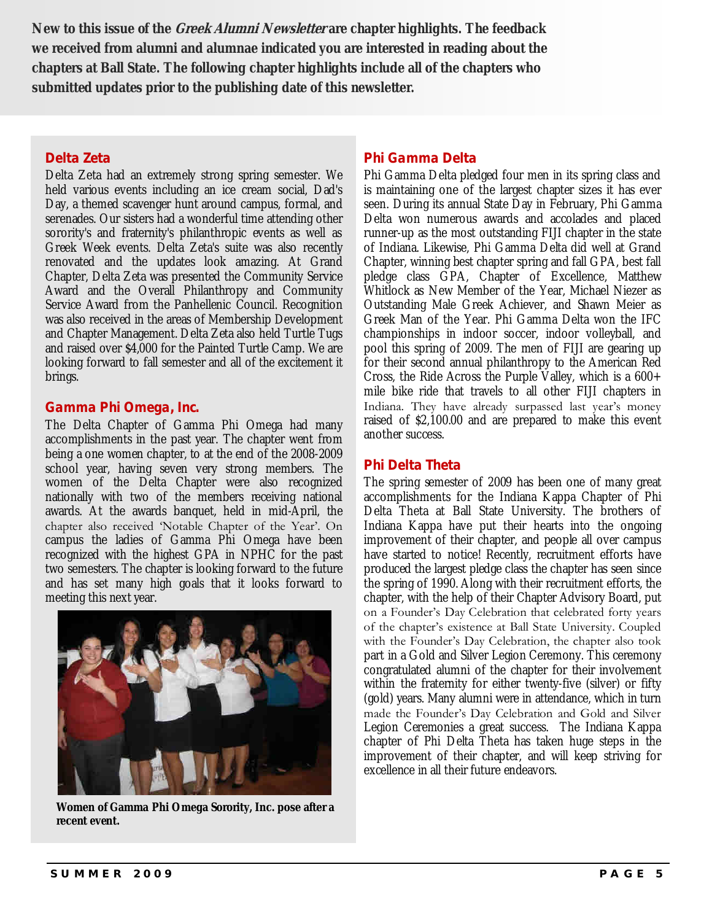**New to this issue of the *Greek Alumni Newsletter* are chapter highlights. The feedback we received from alumni and alumnae indicated you are interested in reading about the chapters at Ball State. The following chapter highlights include all of the chapters who submitted updates prior to the publishing date of this newsletter.**

### Delta Zeta

Delta Zeta had an extremely strong spring semester. We held various events including an ice cream social, Dad's Day, a themed scavenger hunt around campus, formal, and serenades. Our sisters had a wonderful time attending other sorority's and fraternity's philanthropic events as well as Greek Week events. Delta Zeta's suite was also recently renovated and the updates look amazing. At Grand Chapter, Delta Zeta was presented the Community Service Award and the Overall Philanthropy and Community Service Award from the Panhellenic Council. Recognition was also received in the areas of Membership Development and Chapter Management. Delta Zeta also held Turtle Tugs and raised over $4,000 for the Painted Turtle Camp. We are looking forward to fall semester and all of the excitement it brings.

### Gamma Phi Omega, Inc.

The Delta Chapter of Gamma Phi Omega had many accomplishments in the past year. The chapter went from being a one women chapter, to at the end of the 2008-2009 school year, having seven very strong members. The women of the Delta Chapter were also recognized nationally with two of the members receiving national awards. At the awards banquet, held in mid-April, the chapter also received 'Notable Chapter of the Year'. On campus the ladies of Gamma Phi Omega have been recognized with the highest GPA in NPHC for the past two semesters. The chapter is looking forward to the future and has set many high goals that it looks forward to meeting this next year.

**Women of Gamma Phi Omega Sorority, Inc. pose after a recent event.**

### Phi Gamma Delta

Phi Gamma Delta pledged four men in its spring class and is maintaining one of the largest chapter sizes it has ever seen. During its annual State Day in February, Phi Gamma Delta won numerous awards and accolades and placed runner-up as the most outstanding FIJI chapter in the state of Indiana. Likewise, Phi Gamma Delta did well at Grand Chapter, winning best chapter spring and fall GPA, best fall pledge class GPA, Chapter of Excellence, Matthew Whitlock as New Member of the Year, Michael Niezer as Outstanding Male Greek Achiever, and Shawn Meier as Greek Man of the Year. Phi Gamma Delta won the IFC championships in indoor soccer, indoor volleyball, and pool this spring of 2009. The men of FIJI are gearing up for their second annual philanthropy to the American Red Cross, the Ride Across the Purple Valley, which is a 600+ mile bike ride that travels to all other FIJI chapters in Indiana. They have already surpassed last year's money raised of $2,100.00 and are prepared to make this event another success.

### Phi Delta Theta

The spring semester of 2009 has been one of many great accomplishments for the Indiana Kappa Chapter of Phi Delta Theta at Ball State University. The brothers of Indiana Kappa have put their hearts into the ongoing improvement of their chapter, and people all over campus have started to notice! Recently, recruitment efforts have produced the largest pledge class the chapter has seen since the spring of 1990. Along with their recruitment efforts, the chapter, with the help of their Chapter Advisory Board, put on a Founder's Day Celebration that celebrated forty years of the chapter's existence at Ball State University. Coupled with the Founder's Day Celebration, the chapter also took part in a Gold and Silver Legion Ceremony. This ceremony congratulated alumni of the chapter for their involvement within the fraternity for either twenty-five (silver) or fifty (gold) years. Many alumni were in attendance, which in turn made the Founder's Day Celebration and Gold and Silver Legion Ceremonies a great success. The Indiana Kappa chapter of Phi Delta Theta has taken huge steps in the improvement of their chapter, and will keep striving for excellence in all their future endeavors.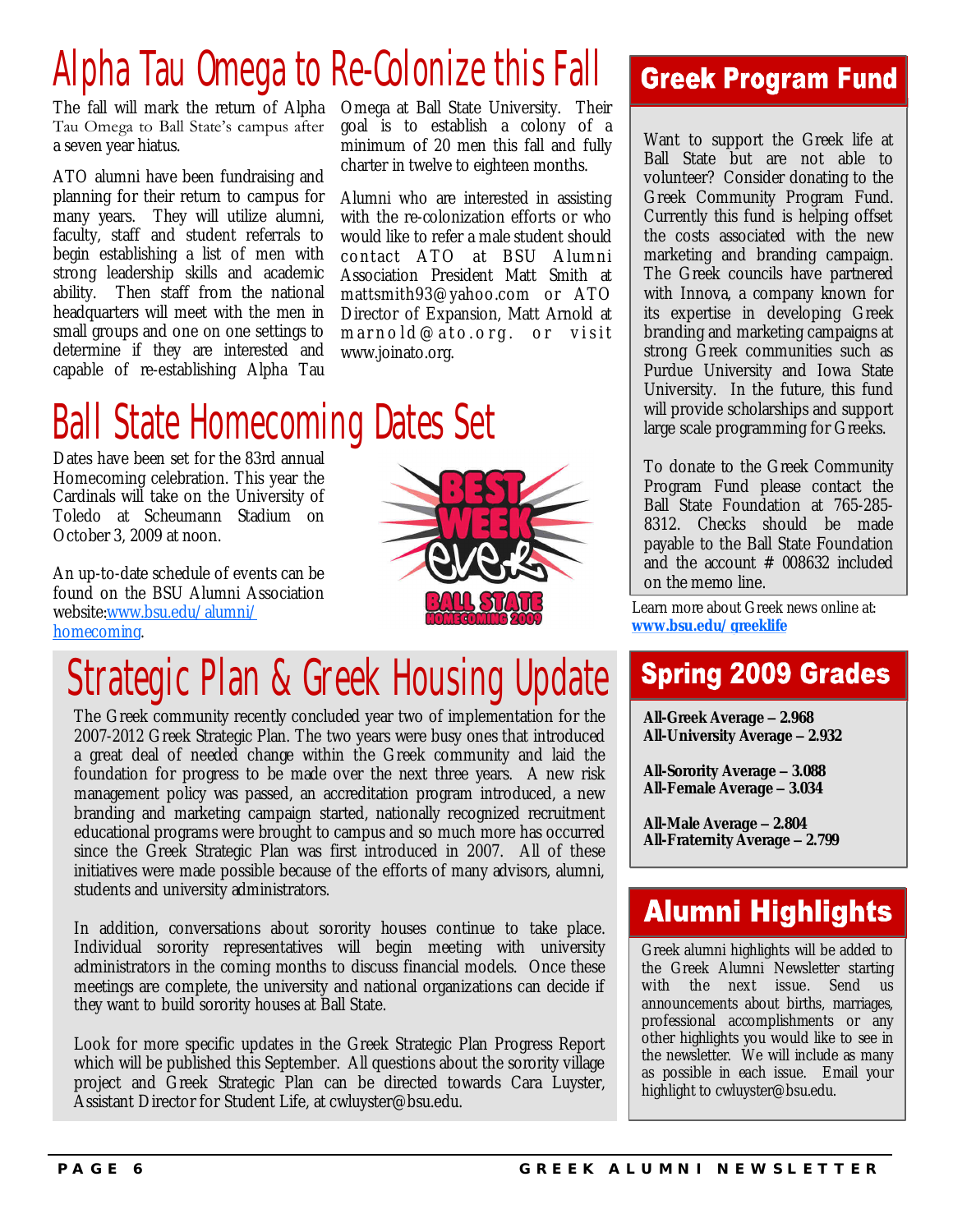# Alpha Tau Omega to Re-Colonize this Fall

The fall will mark the return of Alpha Tau Omega to Ball State's campus after a seven year hiatus.

ATO alumni have been fundraising and planning for their return to campus for many years. They will utilize alumni, faculty, staff and student referrals to begin establishing a list of men with strong leadership skills and academic ability. Then staff from the national headquarters will meet with the men in small groups and one on one settings to determine if they are interested and capable of re-establishing Alpha Tau Omega at Ball State University. Their goal is to establish a colony of a minimum of 20 men this fall and fully charter in twelve to eighteen months.

Alumni who are interested in assisting with the re-colonization efforts or who would like to refer a male student should contact ATO at BSU Alumni Association President Matt Smith at mattsmith93@yahoo.com or ATO Director of Expansion, Matt Arnold at marnold@ato.org. or visit www.joinato.org.

# Ball State Homecoming Dates Set

Dates have been set for the 83rd annual Homecoming celebration. This year the Cardinals will take on the University of Toledo at Scheumann Stadium on October 3, 2009 at noon.

An up-to-date schedule of events can be found on the BSU Alumni Association website:www.bsu.edu/alumni/homecoming.

BEST WEEK ever
BALL STATE HOMECOMING 2009

# Strategic Plan & Greek Housing Update

The Greek community recently concluded year two of implementation for the 2007-2012 Greek Strategic Plan. The two years were busy ones that introduced a great deal of needed change within the Greek community and laid the foundation for progress to be made over the next three years. A new risk management policy was passed, an accreditation program introduced, a new branding and marketing campaign started, nationally recognized recruitment educational programs were brought to campus and so much more has occurred since the Greek Strategic Plan was first introduced in 2007. All of these initiatives were made possible because of the efforts of many advisors, alumni, students and university administrators.

In addition, conversations about sorority houses continue to take place. Individual sorority representatives will begin meeting with university administrators in the coming months to discuss financial models. Once these meetings are complete, the university and national organizations can decide if they want to build sorority houses at Ball State.

Look for more specific updates in the Greek Strategic Plan Progress Report which will be published this September. All questions about the sorority village project and Greek Strategic Plan can be directed towards Cara Luyster, Assistant Director for Student Life, at cwluyster@bsu.edu.

## Greek Program Fund

Want to support the Greek life at Ball State but are not able to volunteer? Consider donating to the Greek Community Program Fund. Currently this fund is helping offset the costs associated with the new marketing and branding campaign. The Greek councils have partnered with Innova, a company known for its expertise in developing Greek branding and marketing campaigns at strong Greek communities such as Purdue University and Iowa State University. In the future, this fund will provide scholarships and support large scale programming for Greeks.

To donate to the Greek Community Program Fund please contact the Ball State Foundation at 765-285-8312. Checks should be made payable to the Ball State Foundation and the account # 008632 included on the memo line.

Learn more about Greek news online at: **www.bsu.edu/greeklife**

## Spring 2009 Grades

**All-Greek Average – 2.968**
**All-University Average – 2.932**

**All-Sorority Average – 3.088**
**All-Female Average – 3.034**

**All-Male Average – 2.804**
**All-Fraternity Average – 2.799**

## Alumni Highlights

Greek alumni highlights will be added to the Greek Alumni Newsletter starting with the next issue. Send us announcements about births, marriages, professional accomplishments or any other highlights you would like to see in the newsletter. We will include as many as possible in each issue. Email your highlight to cwluyster@bsu.edu.